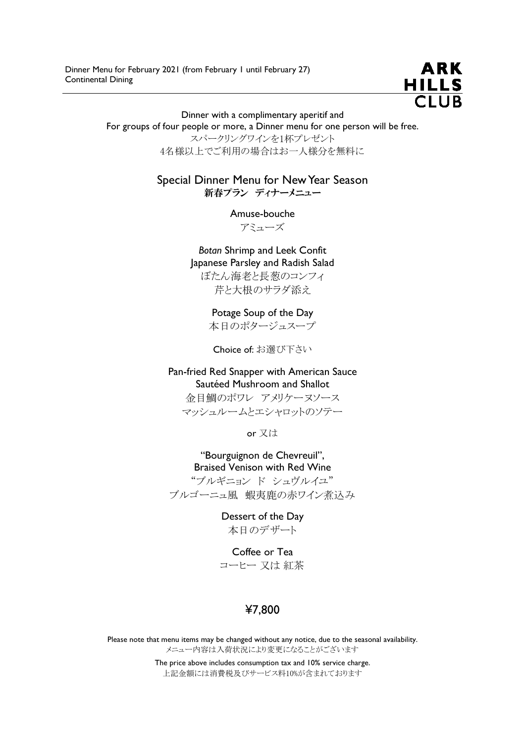Dinner Menu for February 2021 (from February 1 until February 27)
Continental Dining

ARK HILLS CLUB

Dinner with a complimentary aperitif and
For groups of four people or more, a Dinner menu for one person will be free.
スパークリングワインを1杯プレゼント
4名様以上でご利用の場合はお一人様分を無料に

## Special Dinner Menu for New Year Season
## **新春プラン　ディナーメニュー**

Amuse-bouche
アミューズ

*Botan* Shrimp and Leek Confit
Japanese Parsley and Radish Salad
ぼたん海老と長葱のコンフィ
芹と大根のサラダ添え

Potage Soup of the Day
本日のポタージュスープ

Choice of: お選び下さい

Pan-fried Red Snapper with American Sauce
Sautéed Mushroom and Shallot
金目鯛のポワレ　アメリケーヌソース
マッシュルームとエシャロットのソテー

or 又は

"Bourguignon de Chevreuil",
Braised Venison with Red Wine
"ブルギニョン　ド　シュヴルイユ"
ブルゴーニュ風　蝦夷鹿の赤ワイン煮込み

Dessert of the Day
本日のデザート

Coffee or Tea
コーヒー 又は 紅茶

**¥7,800**

Please note that menu items may be changed without any notice, due to the seasonal availability.
メニュー内容は入荷状況により変更になることがございます

The price above includes consumption tax and 10% service charge.
上記金額には消費税及びサービス料10%が含まれております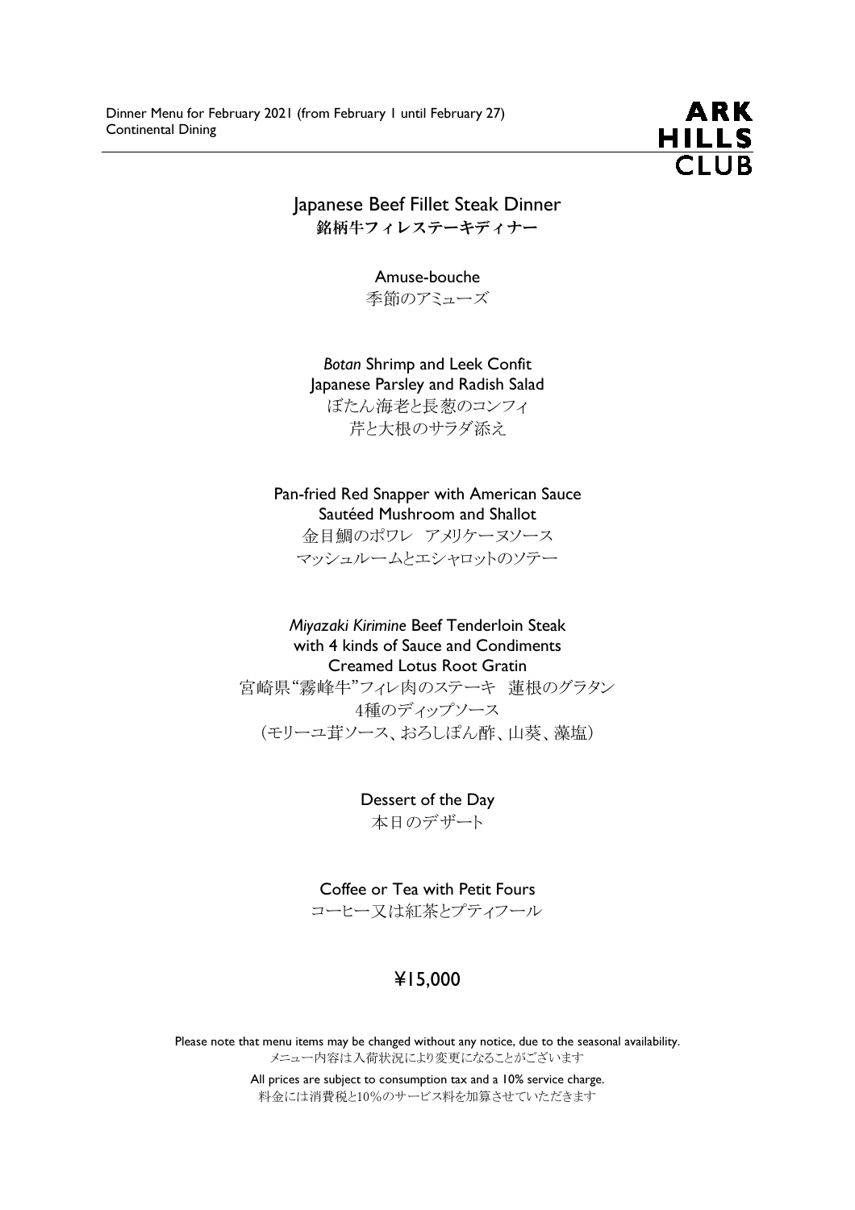Dinner Menu for February 2021 (from February 1 until February 27)
Continental Dining

ARK HILLS CLUB

# Japanese Beef Fillet Steak Dinner
## 銘柄牛フィレステーキディナー

Amuse-bouche
季節のアミューズ

*Botan* Shrimp and Leek Confit
Japanese Parsley and Radish Salad
ぼたん海老と長葱のコンフィ
芹と大根のサラダ添え

Pan-fried Red Snapper with American Sauce
Sautéed Mushroom and Shallot
金目鯛のポワレ　アメリケーヌソース
マッシュルームとエシャロットのソテー

*Miyazaki Kirimine* Beef Tenderloin Steak
with 4 kinds of Sauce and Condiments
Creamed Lotus Root Gratin
宮崎県"霧峰牛"フィレ肉のステーキ　蓮根のグラタン
4種のディップソース
（モリーユ茸ソース、おろしぽん酢、山葵、藻塩）

Dessert of the Day
本日のデザート

Coffee or Tea with Petit Fours
コーヒー又は紅茶とプティフール

**¥15,000**

Please note that menu items may be changed without any notice, due to the seasonal availability.
メニュー内容は入荷状況により変更になることがございます

All prices are subject to consumption tax and a 10% service charge.
料金には消費税と10%のサービス料を加算させていただきます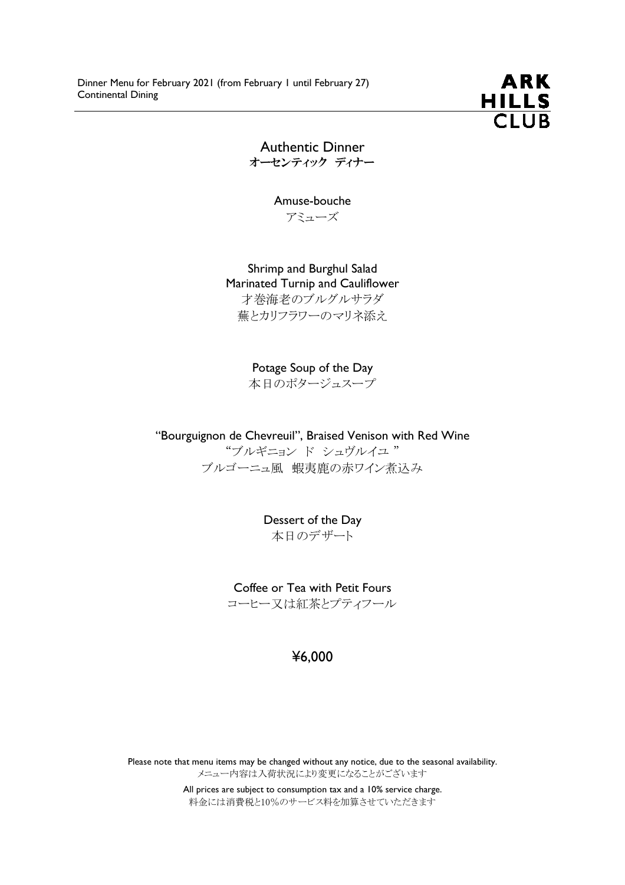Dinner Menu for February 2021 (from February 1 until February 27)
Continental Dining

ARK HILLS CLUB

# Authentic Dinner
# オーセンティック ディナー

Amuse-bouche
アミューズ

Shrimp and Burghul Salad
Marinated Turnip and Cauliflower
才巻海老のブルグルサラダ
蕪とカリフラワーのマリネ添え

Potage Soup of the Day
本日のポタージュスープ

"Bourguignon de Chevreuil", Braised Venison with Red Wine
"ブルギニョン ド シュヴルイユ"
ブルゴーニュ風 蝦夷鹿の赤ワイン煮込み

Dessert of the Day
本日のデザート

Coffee or Tea with Petit Fours
コーヒー又は紅茶とプティフール

## ¥6,000

Please note that menu items may be changed without any notice, due to the seasonal availability.
メニュー内容は入荷状況により変更になることがございます

All prices are subject to consumption tax and a 10% service charge.
料金には消費税と10%のサービス料を加算させていただきます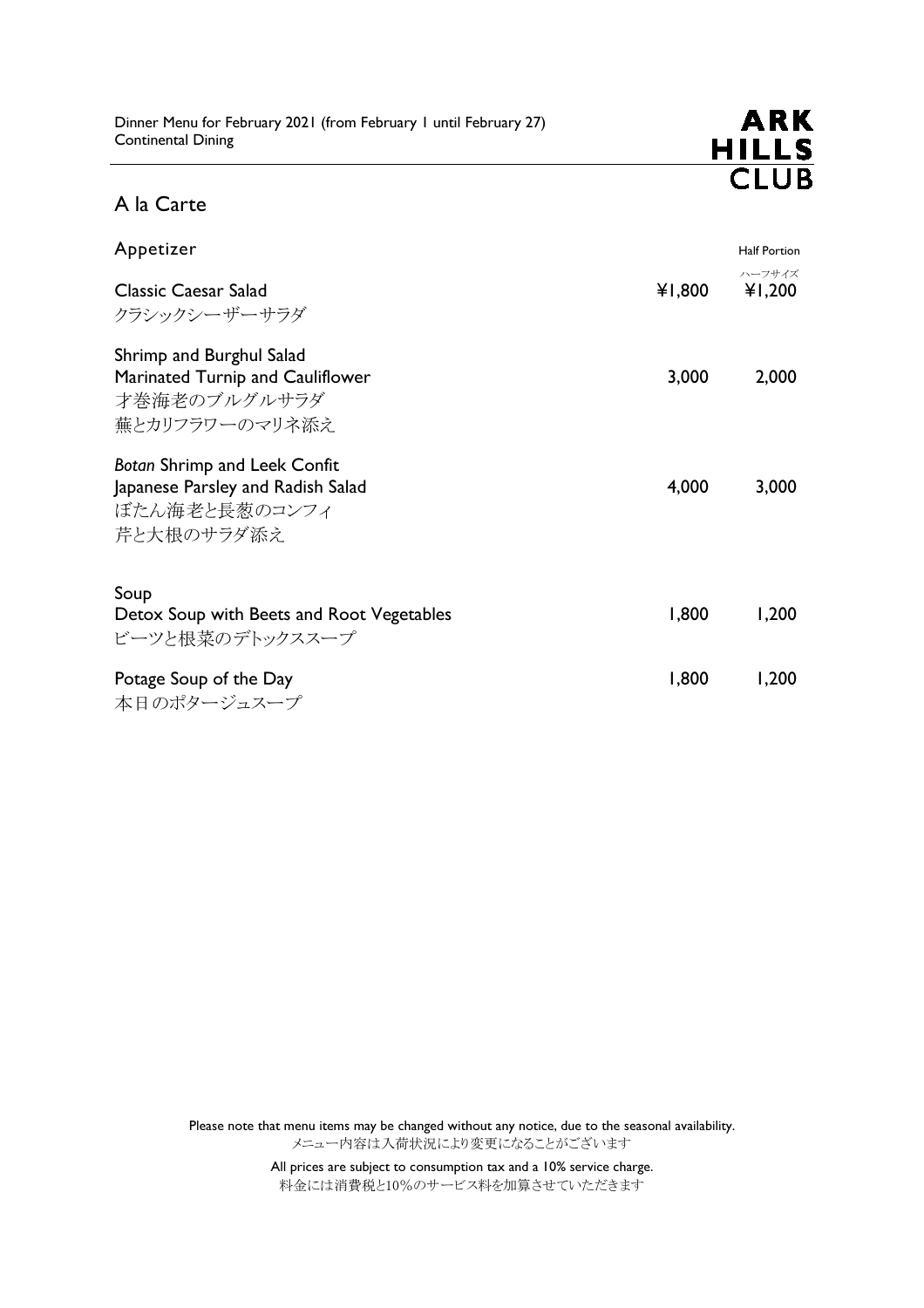Dinner Menu for February 2021 (from February 1 until February 27)
Continental Dining

ARK HILLS CLUB

# A la Carte

## Appetizer

| | | Half Portion ハーフサイズ |
|---|---|---|
| Classic Caesar Salad<br>クラシックシーザーサラダ | ¥1,800 | ¥1,200 |
| Shrimp and Burghul Salad<br>Marinated Turnip and Cauliflower<br>才巻海老のブルグルサラダ<br>蕪とカリフラワーのマリネ添え | 3,000 | 2,000 |
| *Botan* Shrimp and Leek Confit<br>Japanese Parsley and Radish Salad<br>ぼたん海老と長葱のコンフィ<br>芹と大根のサラダ添え | 4,000 | 3,000 |

## Soup

| | | |
|---|---|---|
| Detox Soup with Beets and Root Vegetables<br>ビーツと根菜のデトックススープ | 1,800 | 1,200 |
| Potage Soup of the Day<br>本日のポタージュスープ | 1,800 | 1,200 |

Please note that menu items may be changed without any notice, due to the seasonal availability.
メニュー内容は入荷状況により変更になることがございます

All prices are subject to consumption tax and a 10% service charge.
料金には消費税と10%のサービス料を加算させていただきます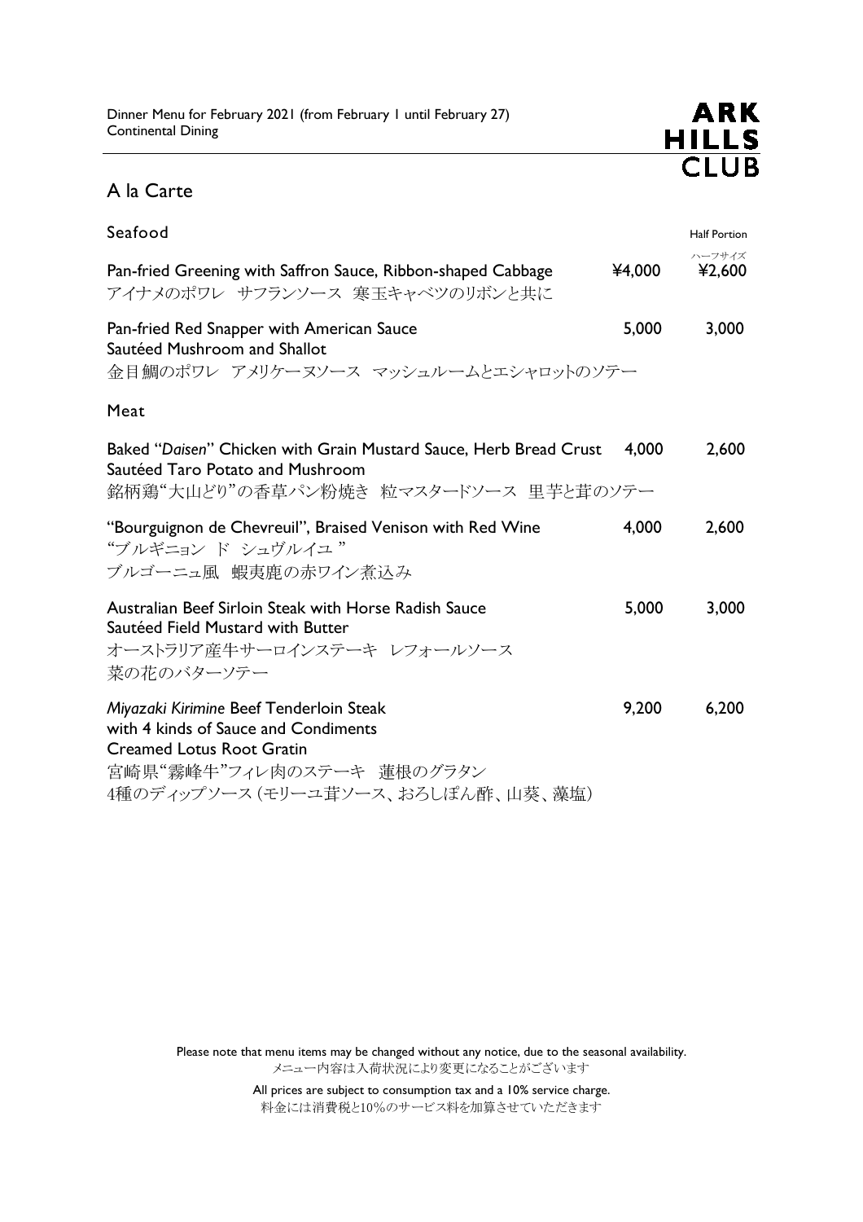Dinner Menu for February 2021 (from February 1 until February 27)
Continental Dining

ARK HILLS CLUB

# A la Carte

| Seafood | | Half Portion |
|---|---|---|
| | | ハーフサイズ |
| Pan-fried Greening with Saffron Sauce, Ribbon-shaped Cabbage<br>アイナメのポワレ　サフランソース　寒玉キャベツのリボンと共に | ¥4,000 | ¥2,600 |
| Pan-fried Red Snapper with American Sauce<br>Sautéed Mushroom and Shallot<br>金目鯛のポワレ　アメリケーヌソース　マッシュルームとエシャロットのソテー | 5,000 | 3,000 |
| **Meat** | | |
| Baked "*Daisen*" Chicken with Grain Mustard Sauce, Herb Bread Crust<br>Sautéed Taro Potato and Mushroom<br>銘柄鶏"大山どり"の香草パン粉焼き　粒マスタードソース　里芋と茸のソテー | 4,000 | 2,600 |
| "Bourguignon de Chevreuil", Braised Venison with Red Wine<br>"ブルギニョン ド シュヴルイユ "<br>ブルゴーニュ風　蝦夷鹿の赤ワイン煮込み | 4,000 | 2,600 |
| Australian Beef Sirloin Steak with Horse Radish Sauce<br>Sautéed Field Mustard with Butter<br>オーストラリア産牛サーロインステーキ　レフォールソース<br>菜の花のバターソテー | 5,000 | 3,000 |
| *Miyazaki Kirimine* Beef Tenderloin Steak<br>with 4 kinds of Sauce and Condiments<br>Creamed Lotus Root Gratin<br>宮崎県"霧峰牛"フィレ肉のステーキ　蓮根のグラタン<br>4種のディップソース（モリーユ茸ソース、おろしぽん酢、山葵、藻塩） | 9,200 | 6,200 |

Please note that menu items may be changed without any notice, due to the seasonal availability.
メニュー内容は入荷状況により変更になることがございます

All prices are subject to consumption tax and a 10% service charge.
料金には消費税と10%のサービス料を加算させていただきます